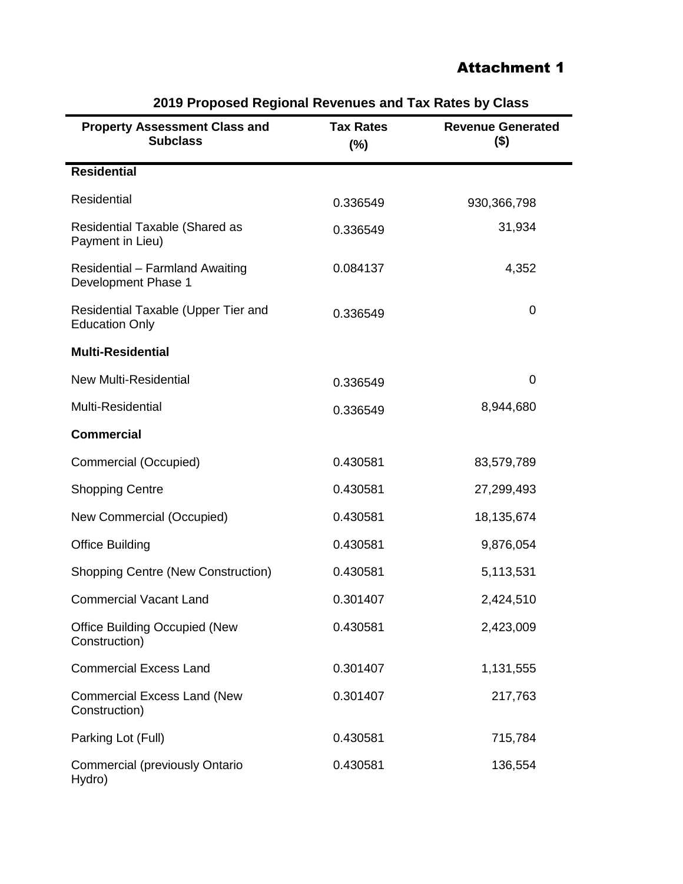# Attachment 1

## 2019 Proposed Regional Revenues and Tax Rates by Class

| Property Assessment Class and Subclass | Tax Rates (%) | Revenue Generated ($) |
|---|---|---|
| **Residential** | | |
| Residential | 0.336549 | 930,366,798 |
| Residential Taxable (Shared as Payment in Lieu) | 0.336549 | 31,934 |
| Residential – Farmland Awaiting Development Phase 1 | 0.084137 | 4,352 |
| Residential Taxable (Upper Tier and Education Only | 0.336549 | 0 |
| **Multi-Residential** | | |
| New Multi-Residential | 0.336549 | 0 |
| Multi-Residential | 0.336549 | 8,944,680 |
| **Commercial** | | |
| Commercial (Occupied) | 0.430581 | 83,579,789 |
| Shopping Centre | 0.430581 | 27,299,493 |
| New Commercial (Occupied) | 0.430581 | 18,135,674 |
| Office Building | 0.430581 | 9,876,054 |
| Shopping Centre (New Construction) | 0.430581 | 5,113,531 |
| Commercial Vacant Land | 0.301407 | 2,424,510 |
| Office Building Occupied (New Construction) | 0.430581 | 2,423,009 |
| Commercial Excess Land | 0.301407 | 1,131,555 |
| Commercial Excess Land (New Construction) | 0.301407 | 217,763 |
| Parking Lot (Full) | 0.430581 | 715,784 |
| Commercial (previously Ontario Hydro) | 0.430581 | 136,554 |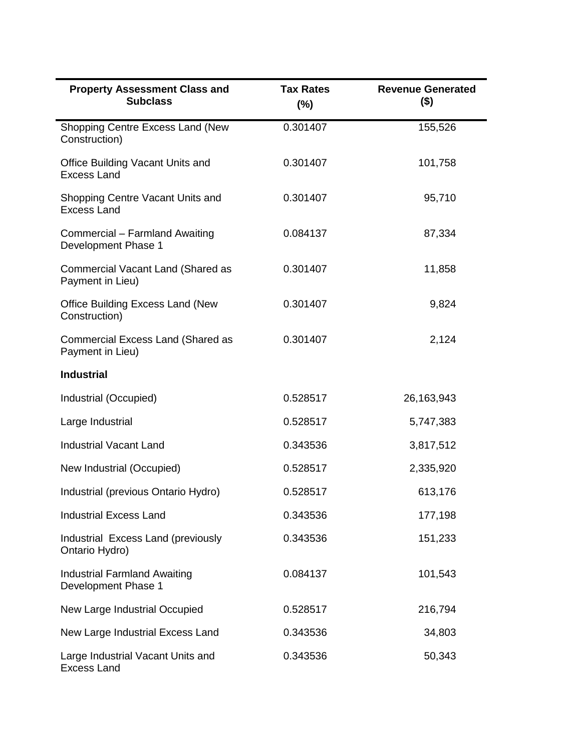| Property Assessment Class and Subclass | Tax Rates (%) | Revenue Generated ($) |
|---|---|---|
| Shopping Centre Excess Land (New Construction) | 0.301407 | 155,526 |
| Office Building Vacant Units and Excess Land | 0.301407 | 101,758 |
| Shopping Centre Vacant Units and Excess Land | 0.301407 | 95,710 |
| Commercial – Farmland Awaiting Development Phase 1 | 0.084137 | 87,334 |
| Commercial Vacant Land (Shared as Payment in Lieu) | 0.301407 | 11,858 |
| Office Building Excess Land (New Construction) | 0.301407 | 9,824 |
| Commercial Excess Land (Shared as Payment in Lieu) | 0.301407 | 2,124 |
| **Industrial** | | |
| Industrial (Occupied) | 0.528517 | 26,163,943 |
| Large Industrial | 0.528517 | 5,747,383 |
| Industrial Vacant Land | 0.343536 | 3,817,512 |
| New Industrial (Occupied) | 0.528517 | 2,335,920 |
| Industrial (previous Ontario Hydro) | 0.528517 | 613,176 |
| Industrial Excess Land | 0.343536 | 177,198 |
| Industrial Excess Land (previously Ontario Hydro) | 0.343536 | 151,233 |
| Industrial Farmland Awaiting Development Phase 1 | 0.084137 | 101,543 |
| New Large Industrial Occupied | 0.528517 | 216,794 |
| New Large Industrial Excess Land | 0.343536 | 34,803 |
| Large Industrial Vacant Units and Excess Land | 0.343536 | 50,343 |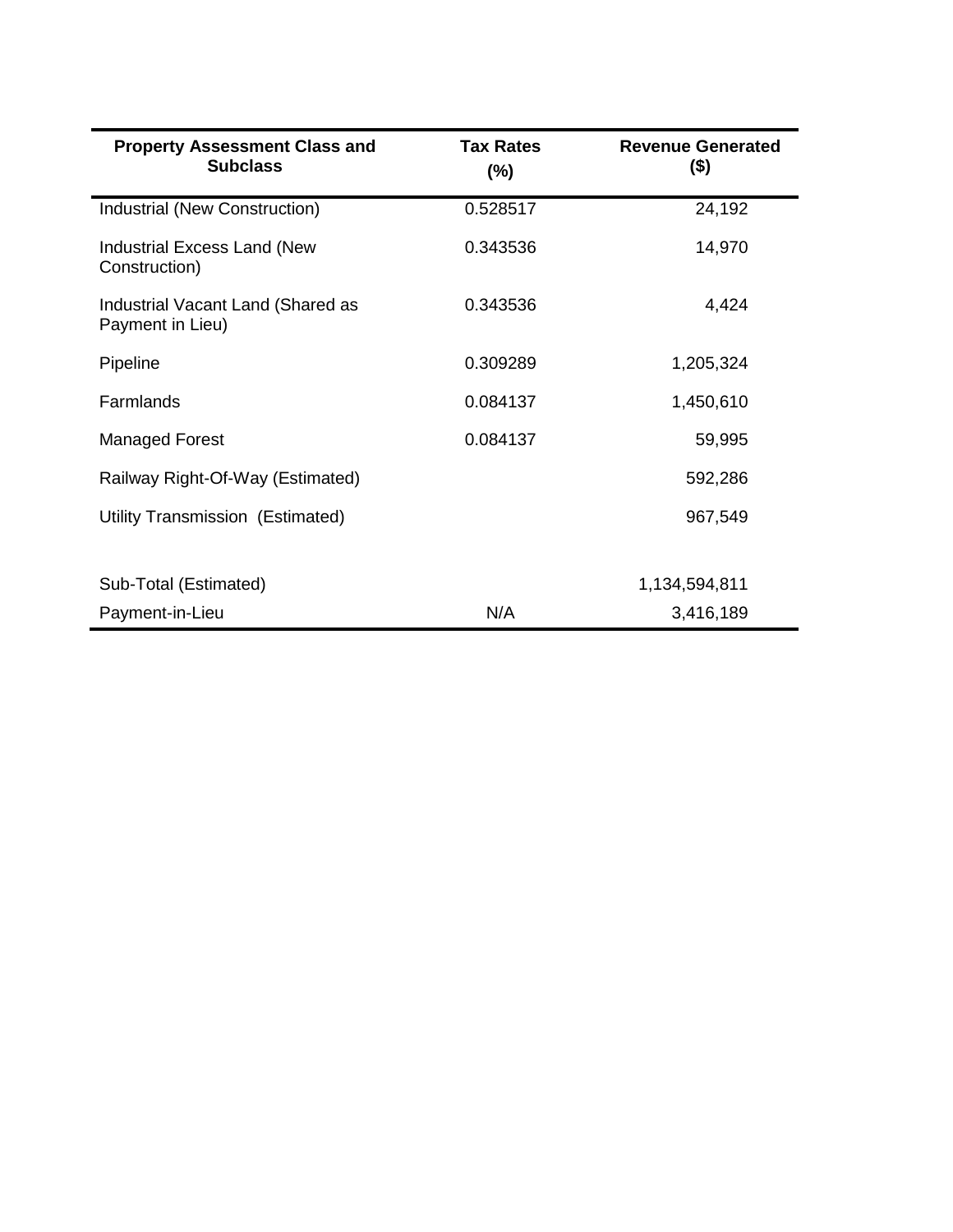| Property Assessment Class and Subclass | Tax Rates (%) | Revenue Generated ($) |
| --- | --- | --- |
| Industrial (New Construction) | 0.528517 | 24,192 |
| Industrial Excess Land (New Construction) | 0.343536 | 14,970 |
| Industrial Vacant Land (Shared as Payment in Lieu) | 0.343536 | 4,424 |
| Pipeline | 0.309289 | 1,205,324 |
| Farmlands | 0.084137 | 1,450,610 |
| Managed Forest | 0.084137 | 59,995 |
| Railway Right-Of-Way (Estimated) | | 592,286 |
| Utility Transmission (Estimated) | | 967,549 |
| | | |
| Sub-Total (Estimated) | | 1,134,594,811 |
| Payment-in-Lieu | N/A | 3,416,189 |